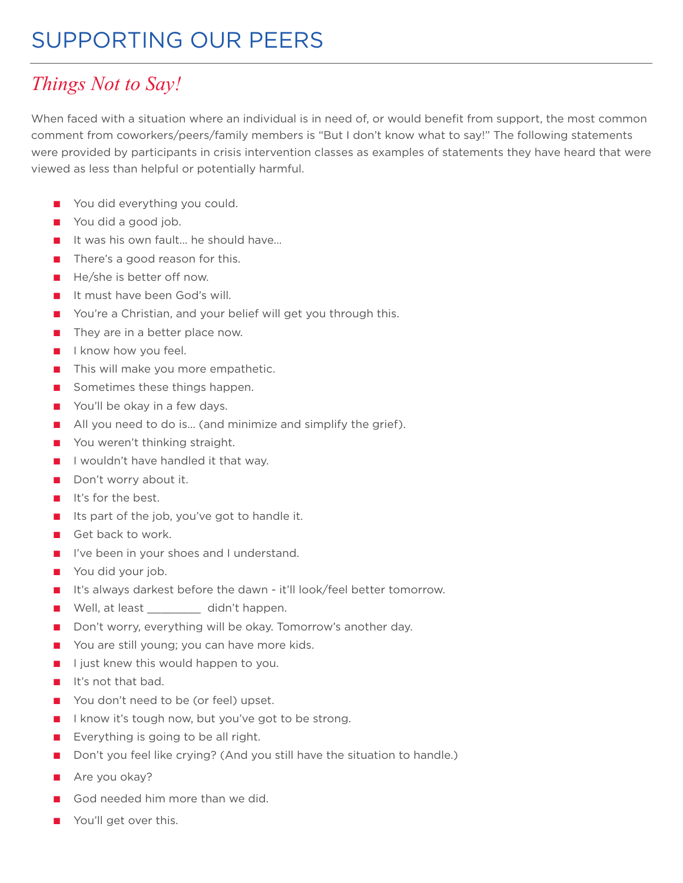# SUPPORTING OUR PEERS

## *Things Not to Say!*

When faced with a situation where an individual is in need of, or would benefit from support, the most common comment from coworkers/peers/family members is "But I don't know what to say!" The following statements were provided by participants in crisis intervention classes as examples of statements they have heard that were viewed as less than helpful or potentially harmful.

- You did everything you could.
- You did a good job.
- It was his own fault… he should have…
- There's a good reason for this.
- He/she is better off now.
- It must have been God's will.
- You're a Christian, and your belief will get you through this.
- They are in a better place now.
- I know how you feel.
- This will make you more empathetic.
- Sometimes these things happen.
- You'll be okay in a few days.
- All you need to do is… (and minimize and simplify the grief).
- You weren't thinking straight.
- I wouldn't have handled it that way.
- Don't worry about it.
- It's for the best.
- Its part of the job, you've got to handle it.
- Get back to work.
- I've been in your shoes and I understand.
- You did your job.
- It's always darkest before the dawn - it'll look/feel better tomorrow.
- Well, at least _________ didn't happen.
- Don't worry, everything will be okay. Tomorrow's another day.
- You are still young; you can have more kids.
- I just knew this would happen to you.
- It's not that bad.
- You don't need to be (or feel) upset.
- I know it's tough now, but you've got to be strong.
- Everything is going to be all right.
- Don't you feel like crying? (And you still have the situation to handle.)
- Are you okay?
- God needed him more than we did.
- You'll get over this.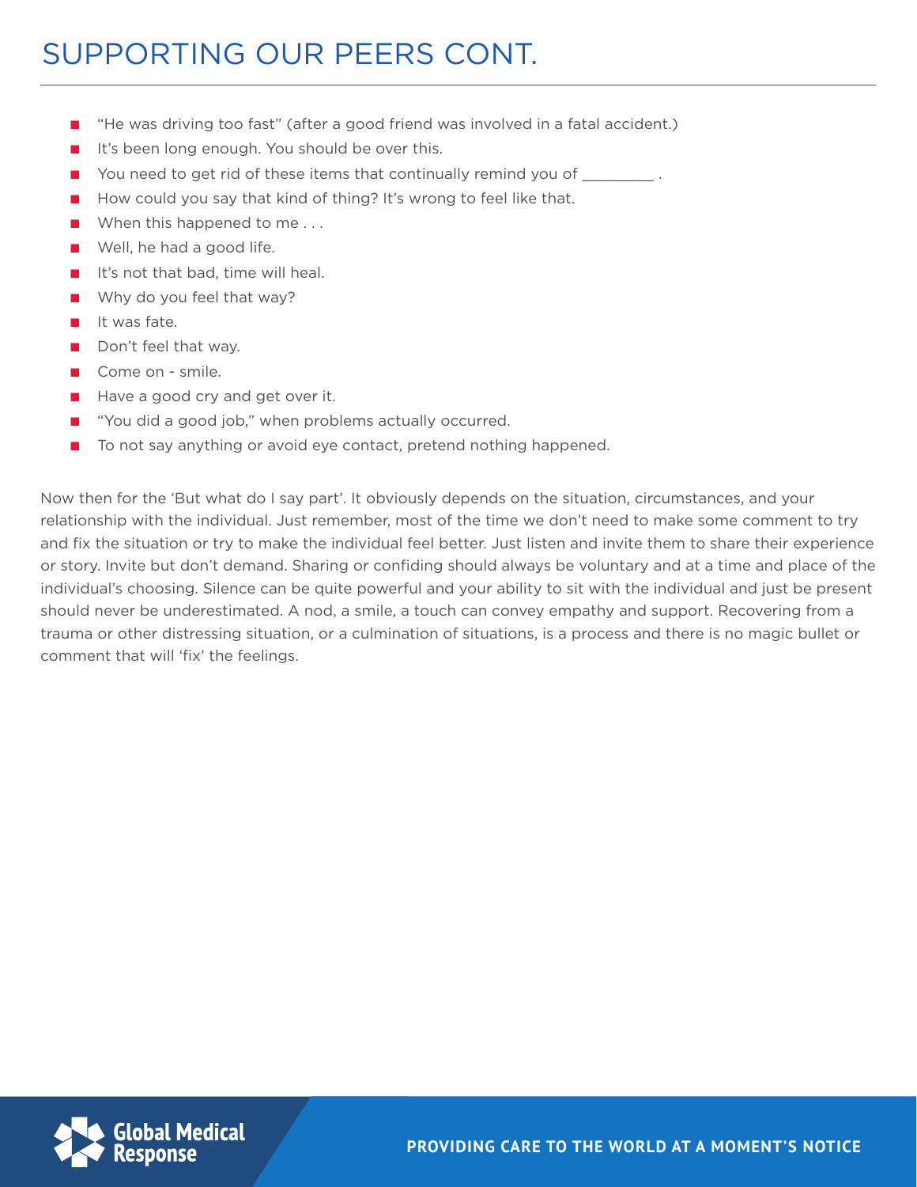# SUPPORTING OUR PEERS CONT.

- "He was driving too fast" (after a good friend was involved in a fatal accident.)
- It's been long enough. You should be over this.
- You need to get rid of these items that continually remind you of ________ .
- How could you say that kind of thing? It's wrong to feel like that.
- When this happened to me . . .
- Well, he had a good life.
- It's not that bad, time will heal.
- Why do you feel that way?
- It was fate.
- Don't feel that way.
- Come on - smile.
- Have a good cry and get over it.
- "You did a good job," when problems actually occurred.
- To not say anything or avoid eye contact, pretend nothing happened.

Now then for the 'But what do I say part'. It obviously depends on the situation, circumstances, and your relationship with the individual. Just remember, most of the time we don't need to make some comment to try and fix the situation or try to make the individual feel better. Just listen and invite them to share their experience or story. Invite but don't demand. Sharing or confiding should always be voluntary and at a time and place of the individual's choosing. Silence can be quite powerful and your ability to sit with the individual and just be present should never be underestimated. A nod, a smile, a touch can convey empathy and support. Recovering from a trauma or other distressing situation, or a culmination of situations, is a process and there is no magic bullet or comment that will 'fix' the feelings.